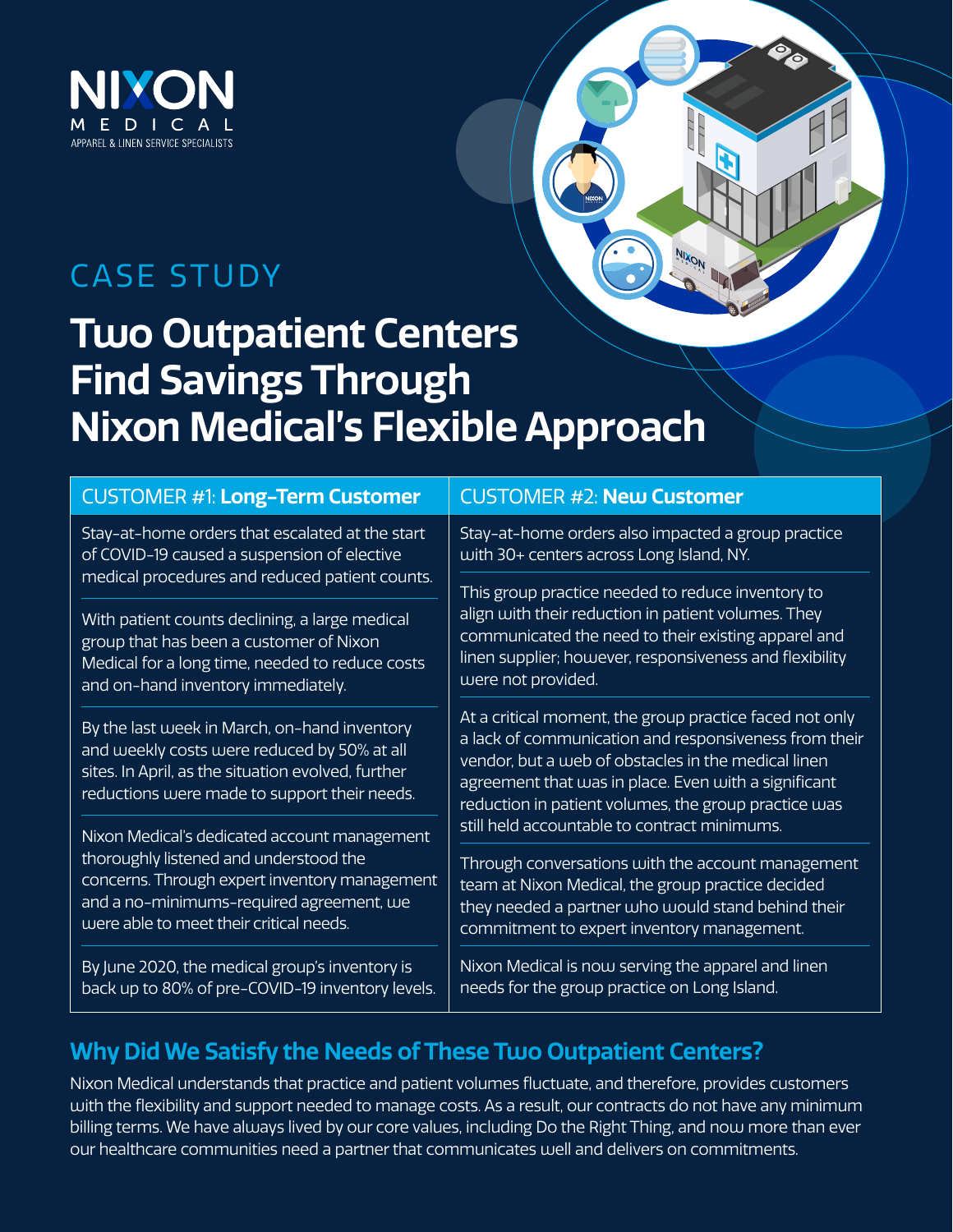NIXON MEDICAL

APPAREL & LINEN SERVICE SPECIALISTS

CASE STUDY

# Two Outpatient Centers Find Savings Through Nixon Medical's Flexible Approach

## CUSTOMER #1: **Long-Term Customer**

Stay-at-home orders that escalated at the start of COVID-19 caused a suspension of elective medical procedures and reduced patient counts.

With patient counts declining, a large medical group that has been a customer of Nixon Medical for a long time, needed to reduce costs and on-hand inventory immediately.

By the last week in March, on-hand inventory and weekly costs were reduced by 50% at all sites. In April, as the situation evolved, further reductions were made to support their needs.

Nixon Medical's dedicated account management thoroughly listened and understood the concerns. Through expert inventory management and a no-minimums-required agreement, we were able to meet their critical needs.

By June 2020, the medical group's inventory is back up to 80% of pre-COVID-19 inventory levels.

## CUSTOMER #2: **New Customer**

Stay-at-home orders also impacted a group practice with 30+ centers across Long Island, NY.

This group practice needed to reduce inventory to align with their reduction in patient volumes. They communicated the need to their existing apparel and linen supplier; however, responsiveness and flexibility were not provided.

At a critical moment, the group practice faced not only a lack of communication and responsiveness from their vendor, but a web of obstacles in the medical linen agreement that was in place. Even with a significant reduction in patient volumes, the group practice was still held accountable to contract minimums.

Through conversations with the account management team at Nixon Medical, the group practice decided they needed a partner who would stand behind their commitment to expert inventory management.

Nixon Medical is now serving the apparel and linen needs for the group practice on Long Island.

## Why Did We Satisfy the Needs of These Two Outpatient Centers?

Nixon Medical understands that practice and patient volumes fluctuate, and therefore, provides customers with the flexibility and support needed to manage costs. As a result, our contracts do not have any minimum billing terms. We have always lived by our core values, including Do the Right Thing, and now more than ever our healthcare communities need a partner that communicates well and delivers on commitments.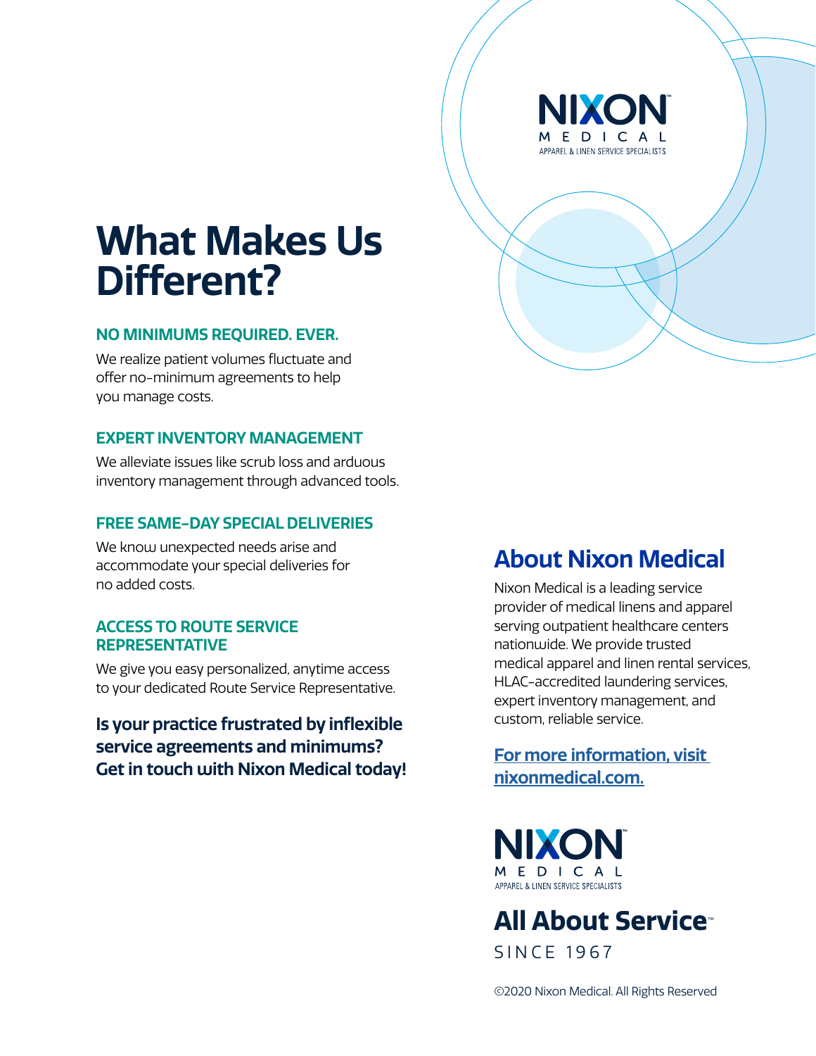NIXON™
MEDICAL
APPAREL & LINEN SERVICE SPECIALISTS

# What Makes Us Different?

### NO MINIMUMS REQUIRED. EVER.

We realize patient volumes fluctuate and offer no-minimum agreements to help you manage costs.

### EXPERT INVENTORY MANAGEMENT

We alleviate issues like scrub loss and arduous inventory management through advanced tools.

### FREE SAME-DAY SPECIAL DELIVERIES

We know unexpected needs arise and accommodate your special deliveries for no added costs.

### ACCESS TO ROUTE SERVICE REPRESENTATIVE

We give you easy personalized, anytime access to your dedicated Route Service Representative.

**Is your practice frustrated by inflexible service agreements and minimums? Get in touch with Nixon Medical today!**

## About Nixon Medical

Nixon Medical is a leading service provider of medical linens and apparel serving outpatient healthcare centers nationwide. We provide trusted medical apparel and linen rental services, HLAC-accredited laundering services, expert inventory management, and custom, reliable service.

**For more information, visit nixonmedical.com.**

NIXON™
MEDICAL
APPAREL & LINEN SERVICE SPECIALISTS

**All About Service™**

SINCE 1967

©2020 Nixon Medical. All Rights Reserved